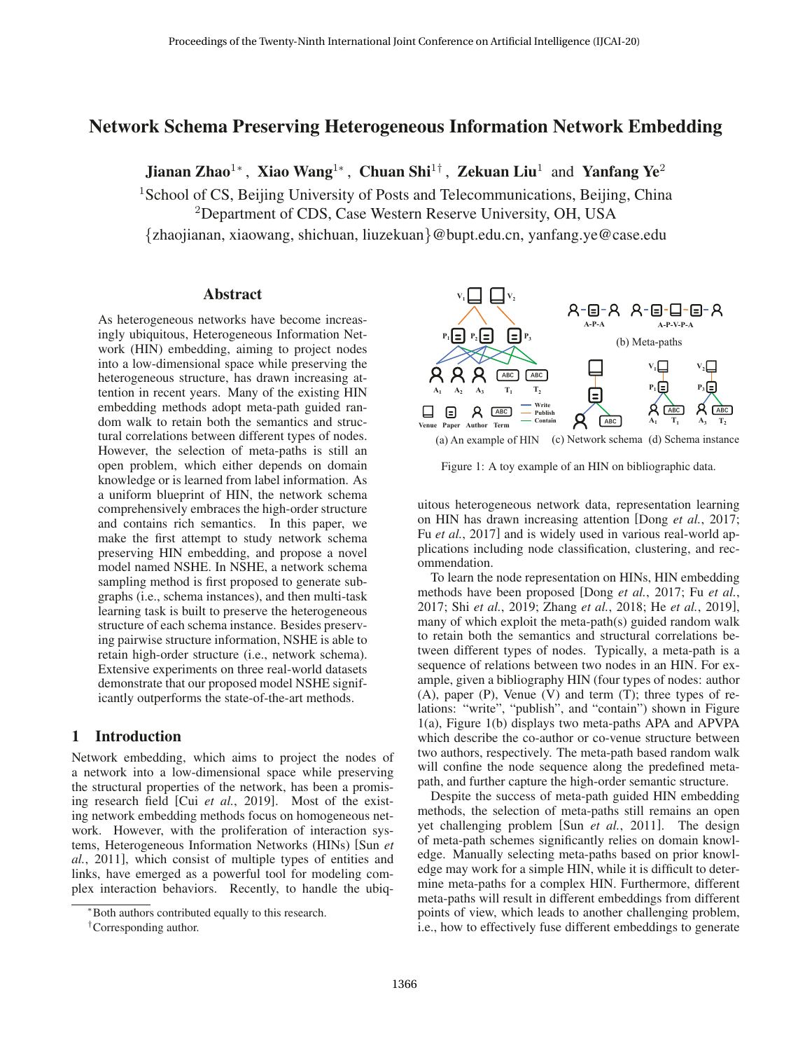# Network Schema Preserving Heterogeneous Information Network Embedding

**Jianan Zhao**[1*], **Xiao Wang**[1*], **Chuan Shi**[1†], **Zekuan Liu**[1] and **Yanfang Ye**[2]

[1]School of CS, Beijing University of Posts and Telecommunications, Beijing, China
[2]Department of CDS, Case Western Reserve University, OH, USA
{zhaojianan, xiaowang, shichuan, liuzekuan}@bupt.edu.cn, yanfang.ye@case.edu

## Abstract

As heterogeneous networks have become increasingly ubiquitous, Heterogeneous Information Network (HIN) embedding, aiming to project nodes into a low-dimensional space while preserving the heterogeneous structure, has drawn increasing attention in recent years. Many of the existing HIN embedding methods adopt meta-path guided random walk to retain both the semantics and structural correlations between different types of nodes. However, the selection of meta-paths is still an open problem, which either depends on domain knowledge or is learned from label information. As a uniform blueprint of HIN, the network schema comprehensively embraces the high-order structure and contains rich semantics. In this paper, we make the first attempt to study network schema preserving HIN embedding, and propose a novel model named NSHE. In NSHE, a network schema sampling method is first proposed to generate subgraphs (i.e., schema instances), and then multi-task learning task is built to preserve the heterogeneous structure of each schema instance. Besides preserving pairwise structure information, NSHE is able to retain high-order structure (i.e., network schema). Extensive experiments on three real-world datasets demonstrate that our proposed model NSHE significantly outperforms the state-of-the-art methods.

## 1 Introduction

Network embedding, which aims to project the nodes of a network into a low-dimensional space while preserving the structural properties of the network, has been a promising research field [Cui *et al.*, 2019]. Most of the existing network embedding methods focus on homogeneous network. However, with the proliferation of interaction systems, Heterogeneous Information Networks (HINs) [Sun *et al.*, 2011], which consist of multiple types of entities and links, have emerged as a powerful tool for modeling complex interaction behaviors. Recently, to handle the ubiquitous heterogeneous network data, representation learning on HIN has drawn increasing attention [Dong *et al.*, 2017; Fu *et al.*, 2017] and is widely used in various real-world applications including node classification, clustering, and recommendation.

(a) An example of HIN (b) Meta-paths (c) Network schema (d) Schema instance

Figure 1: A toy example of an HIN on bibliographic data.

To learn the node representation on HINs, HIN embedding methods have been proposed [Dong *et al.*, 2017; Fu *et al.*, 2017; Shi *et al.*, 2019; Zhang *et al.*, 2018; He *et al.*, 2019], many of which exploit the meta-path(s) guided random walk to retain both the semantics and structural correlations between different types of nodes. Typically, a meta-path is a sequence of relations between two nodes in an HIN. For example, given a bibliography HIN (four types of nodes: author (A), paper (P), Venue (V) and term (T); three types of relations: "write", "publish", and "contain") shown in Figure 1(a), Figure 1(b) displays two meta-paths APA and APVPA which describe the co-author or co-venue structure between two authors, respectively. The meta-path based random walk will confine the node sequence along the predefined meta-path, and further capture the high-order semantic structure.

Despite the success of meta-path guided HIN embedding methods, the selection of meta-paths still remains an open yet challenging problem [Sun *et al.*, 2011]. The design of meta-path schemes significantly relies on domain knowledge. Manually selecting meta-paths based on prior knowledge may work for a simple HIN, while it is difficult to determine meta-paths for a complex HIN. Furthermore, different meta-paths will result in different embeddings from different points of view, which leads to another challenging problem, i.e., how to effectively fuse different embeddings to generate

*Both authors contributed equally to this research.
†Corresponding author.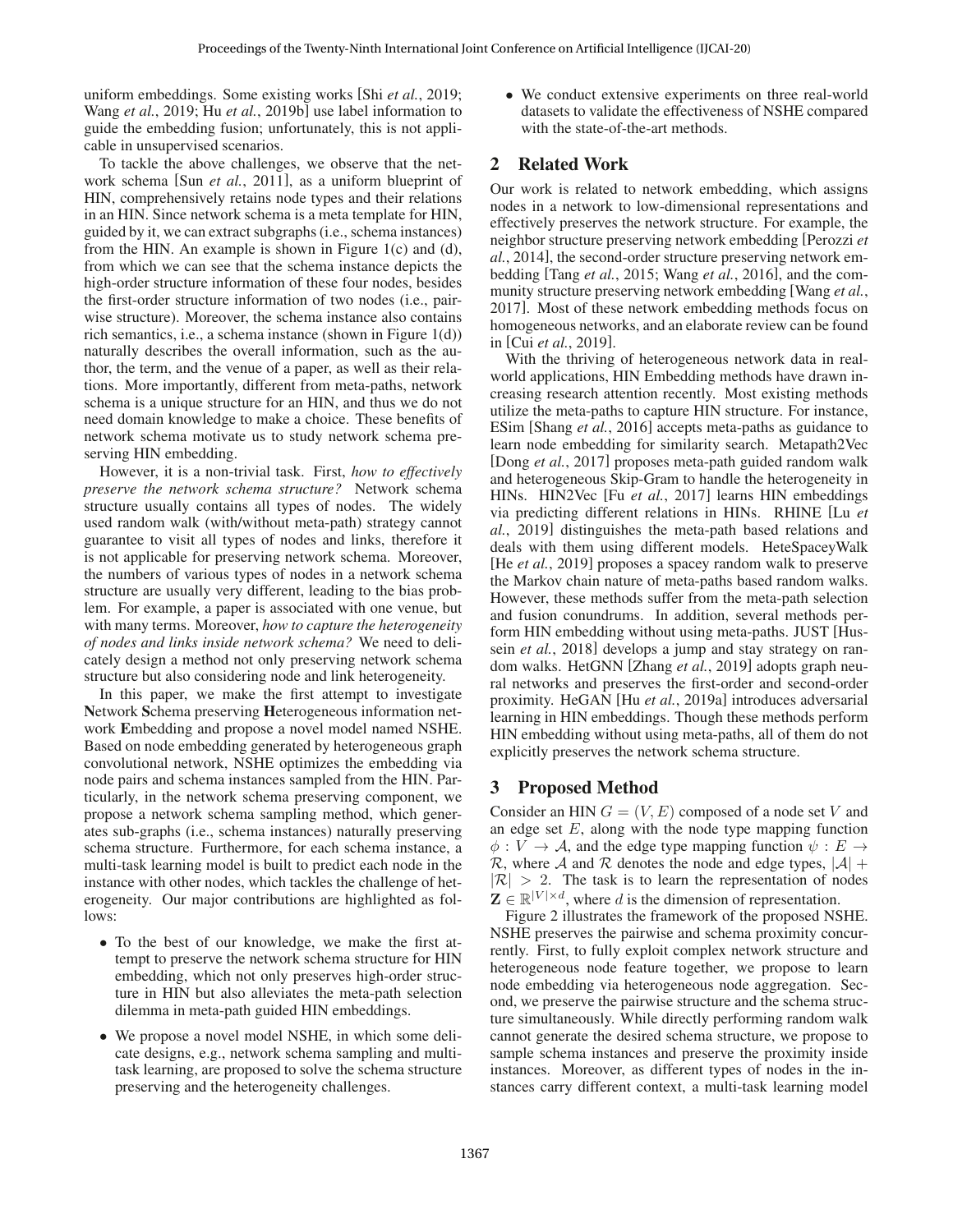uniform embeddings. Some existing works [Shi *et al.*, 2019; Wang *et al.*, 2019; Hu *et al.*, 2019b] use label information to guide the embedding fusion; unfortunately, this is not applicable in unsupervised scenarios.

To tackle the above challenges, we observe that the network schema [Sun *et al.*, 2011], as a uniform blueprint of HIN, comprehensively retains node types and their relations in an HIN. Since network schema is a meta template for HIN, guided by it, we can extract subgraphs (i.e., schema instances) from the HIN. An example is shown in Figure 1(c) and (d), from which we can see that the schema instance depicts the high-order structure information of these four nodes, besides the first-order structure information of two nodes (i.e., pairwise structure). Moreover, the schema instance also contains rich semantics, i.e., a schema instance (shown in Figure 1(d)) naturally describes the overall information, such as the author, the term, and the venue of a paper, as well as their relations. More importantly, different from meta-paths, network schema is a unique structure for an HIN, and thus we do not need domain knowledge to make a choice. These benefits of network schema motivate us to study network schema preserving HIN embedding.

However, it is a non-trivial task. First, *how to effectively preserve the network schema structure?* Network schema structure usually contains all types of nodes. The widely used random walk (with/without meta-path) strategy cannot guarantee to visit all types of nodes and links, therefore it is not applicable for preserving network schema. Moreover, the numbers of various types of nodes in a network schema structure are usually very different, leading to the bias problem. For example, a paper is associated with one venue, but with many terms. Moreover, *how to capture the heterogeneity of nodes and links inside network schema?* We need to delicately design a method not only preserving network schema structure but also considering node and link heterogeneity.

In this paper, we make the first attempt to investigate **N**etwork **S**chema preserving **H**eterogeneous information network **E**mbedding and propose a novel model named NSHE. Based on node embedding generated by heterogeneous graph convolutional network, NSHE optimizes the embedding via node pairs and schema instances sampled from the HIN. Particularly, in the network schema preserving component, we propose a network schema sampling method, which generates sub-graphs (i.e., schema instances) naturally preserving schema structure. Furthermore, for each schema instance, a multi-task learning model is built to predict each node in the instance with other nodes, which tackles the challenge of heterogeneity. Our major contributions are highlighted as follows:

- To the best of our knowledge, we make the first attempt to preserve the network schema structure for HIN embedding, which not only preserves high-order structure in HIN but also alleviates the meta-path selection dilemma in meta-path guided HIN embeddings.
- We propose a novel model NSHE, in which some delicate designs, e.g., network schema sampling and multi-task learning, are proposed to solve the schema structure preserving and the heterogeneity challenges.
- We conduct extensive experiments on three real-world datasets to validate the effectiveness of NSHE compared with the state-of-the-art methods.

## 2 Related Work

Our work is related to network embedding, which assigns nodes in a network to low-dimensional representations and effectively preserves the network structure. For example, the neighbor structure preserving network embedding [Perozzi *et al.*, 2014], the second-order structure preserving network embedding [Tang *et al.*, 2015; Wang *et al.*, 2016], and the community structure preserving network embedding [Wang *et al.*, 2017]. Most of these network embedding methods focus on homogeneous networks, and an elaborate review can be found in [Cui *et al.*, 2019].

With the thriving of heterogeneous network data in real-world applications, HIN Embedding methods have drawn increasing research attention recently. Most existing methods utilize the meta-paths to capture HIN structure. For instance, ESim [Shang *et al.*, 2016] accepts meta-paths as guidance to learn node embedding for similarity search. Metapath2Vec [Dong *et al.*, 2017] proposes meta-path guided random walk and heterogeneous Skip-Gram to handle the heterogeneity in HINs. HIN2Vec [Fu *et al.*, 2017] learns HIN embeddings via predicting different relations in HINs. RHINE [Lu *et al.*, 2019] distinguishes the meta-path based relations and deals with them using different models. HeteSpaceyWalk [He *et al.*, 2019] proposes a spacey random walk to preserve the Markov chain nature of meta-paths based random walks. However, these methods suffer from the meta-path selection and fusion conundrums. In addition, several methods perform HIN embedding without using meta-paths. JUST [Hussein *et al.*, 2018] develops a jump and stay strategy on random walks. HetGNN [Zhang *et al.*, 2019] adopts graph neural networks and preserves the first-order and second-order proximity. HeGAN [Hu *et al.*, 2019a] introduces adversarial learning in HIN embeddings. Though these methods perform HIN embedding without using meta-paths, all of them do not explicitly preserves the network schema structure.

## 3 Proposed Method

Consider an HIN $G = (V, E)$ composed of a node set $V$ and an edge set $E$, along with the node type mapping function $\phi : V \rightarrow \mathcal{A}$, and the edge type mapping function $\psi : E \rightarrow \mathcal{R}$, where $\mathcal{A}$ and $\mathcal{R}$ denotes the node and edge types, $|\mathcal{A}| + |\mathcal{R}| > 2$. The task is to learn the representation of nodes $\mathbf{Z} \in \mathbb{R}^{|V| \times d}$, where $d$ is the dimension of representation.

Figure 2 illustrates the framework of the proposed NSHE. NSHE preserves the pairwise and schema proximity concurrently. First, to fully exploit complex network structure and heterogeneous node feature together, we propose to learn node embedding via heterogeneous node aggregation. Second, we preserve the pairwise structure and the schema structure simultaneously. While directly performing random walk cannot generate the desired schema structure, we propose to sample schema instances and preserve the proximity inside instances. Moreover, as different types of nodes in the instances carry different context, a multi-task learning model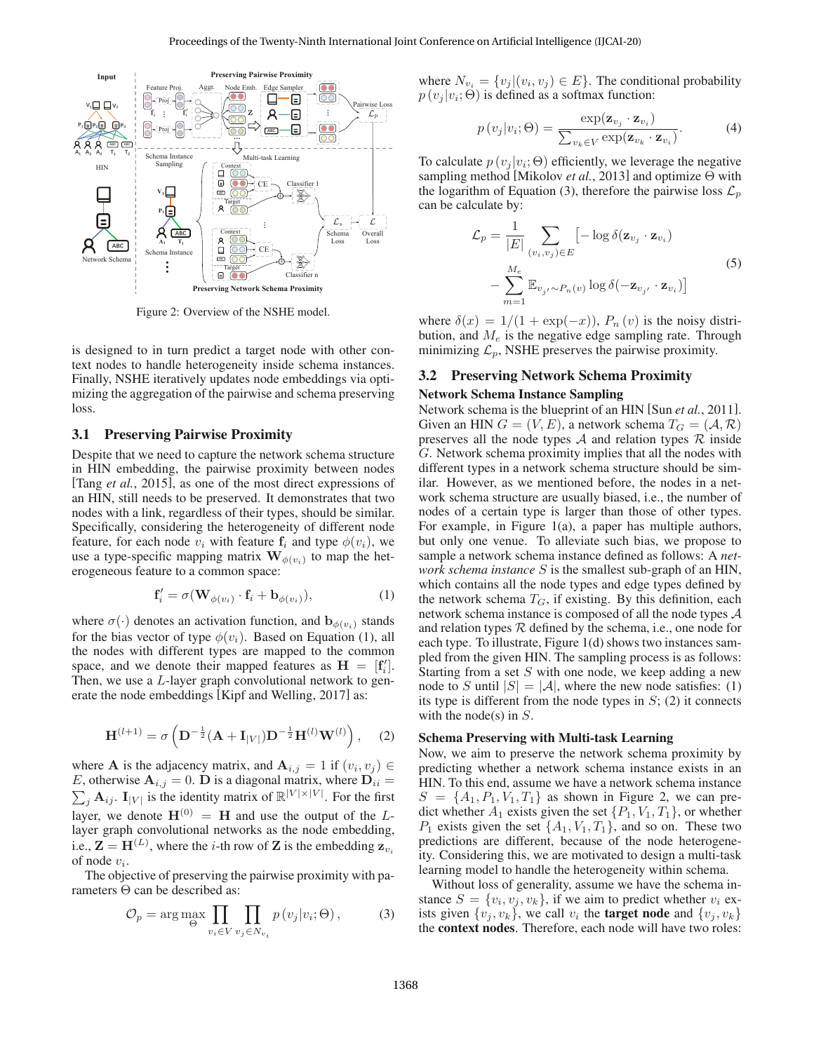Figure 2: Overview of the NSHE model.

is designed to in turn predict a target node with other context nodes to handle heterogeneity inside schema instances. Finally, NSHE iteratively updates node embeddings via optimizing the aggregation of the pairwise and schema preserving loss.

### 3.1 Preserving Pairwise Proximity

Despite that we need to capture the network schema structure in HIN embedding, the pairwise proximity between nodes [Tang *et al.*, 2015], as one of the most direct expressions of an HIN, still needs to be preserved. It demonstrates that two nodes with a link, regardless of their types, should be similar. Specifically, considering the heterogeneity of different node feature, for each node $v_i$ with feature $\mathbf{f}_i$ and type $\phi(v_i)$, we use a type-specific mapping matrix $\mathbf{W}_{\phi(v_i)}$ to map the heterogeneous feature to a common space:

$$\mathbf{f}_i' = \sigma(\mathbf{W}_{\phi(v_i)} \cdot \mathbf{f}_i + \mathbf{b}_{\phi(v_i)}), \tag{1}$$

where $\sigma(\cdot)$ denotes an activation function, and $\mathbf{b}_{\phi(v_i)}$ stands for the bias vector of type $\phi(v_i)$. Based on Equation (1), all the nodes with different types are mapped to the common space, and we denote their mapped features as $\mathbf{H} = [\mathbf{f}_i']$. Then, we use a $L$-layer graph convolutional network to generate the node embeddings [Kipf and Welling, 2017] as:

$$\mathbf{H}^{(l+1)} = \sigma\left(\mathbf{D}^{-\frac{1}{2}}(\mathbf{A} + \mathbf{I}_{|V|})\mathbf{D}^{-\frac{1}{2}}\mathbf{H}^{(l)}\mathbf{W}^{(l)}\right), \tag{2}$$

where $\mathbf{A}$ is the adjacency matrix, and $\mathbf{A}_{i,j} = 1$ if $(v_i, v_j) \in E$, otherwise $\mathbf{A}_{i,j} = 0$. $\mathbf{D}$ is a diagonal matrix, where $\mathbf{D}_{ii} = \sum_j \mathbf{A}_{ij}$. $\mathbf{I}_{|V|}$ is the identity matrix of $\mathbb{R}^{|V|\times|V|}$. For the first layer, we denote $\mathbf{H}^{(0)} = \mathbf{H}$ and use the output of the $L$-layer graph convolutional networks as the node embedding, i.e., $\mathbf{Z} = \mathbf{H}^{(L)}$, where the $i$-th row of $\mathbf{Z}$ is the embedding $\mathbf{z}_{v_i}$ of node $v_i$.

The objective of preserving the pairwise proximity with parameters $\Theta$ can be described as:

$$\mathcal{O}_p = \arg\max_{\Theta} \prod_{v_i \in V} \prod_{v_j \in N_{v_i}} p\left(v_j | v_i; \Theta\right), \tag{3}$$

where $N_{v_i} = \{v_j | (v_i, v_j) \in E\}$. The conditional probability $p\left(v_j | v_i; \Theta\right)$ is defined as a softmax function:

$$p\left(v_j | v_i; \Theta\right) = \frac{\exp(\mathbf{z}_{v_j} \cdot \mathbf{z}_{v_i})}{\sum_{v_k \in V} \exp(\mathbf{z}_{v_k} \cdot \mathbf{z}_{v_i})}. \tag{4}$$

To calculate $p\left(v_j | v_i; \Theta\right)$ efficiently, we leverage the negative sampling method [Mikolov *et al.*, 2013] and optimize $\Theta$ with the logarithm of Equation (3), therefore the pairwise loss $\mathcal{L}_p$ can be calculate by:

$$\begin{aligned}\mathcal{L}_p = \frac{1}{|E|} \sum_{(v_i, v_j) \in E} \big[&-\log \delta(\mathbf{z}_{v_j} \cdot \mathbf{z}_{v_i}) \\ &- \sum_{m=1}^{M_e} \mathbb{E}_{v_{j'} \sim P_n(v)} \log \delta(-\mathbf{z}_{v_{j'}} \cdot \mathbf{z}_{v_i})\big]\end{aligned} \tag{5}$$

where $\delta(x) = 1/(1 + \exp(-x))$, $P_n\left(v\right)$ is the noisy distribution, and $M_e$ is the negative edge sampling rate. Through minimizing $\mathcal{L}_p$, NSHE preserves the pairwise proximity.

### 3.2 Preserving Network Schema Proximity

#### Network Schema Instance Sampling

Network schema is the blueprint of an HIN [Sun *et al.*, 2011]. Given an HIN $G = (V, E)$, a network schema $T_G = (\mathcal{A}, \mathcal{R})$ preserves all the node types $\mathcal{A}$ and relation types $\mathcal{R}$ inside $G$. Network schema proximity implies that all the nodes with different types in a network schema structure should be similar. However, as we mentioned before, the nodes in a network schema structure are usually biased, i.e., the number of nodes of a certain type is larger than those of other types. For example, in Figure 1(a), a paper has multiple authors, but only one venue. To alleviate such bias, we propose to sample a network schema instance defined as follows: A *network schema instance* $S$ is the smallest sub-graph of an HIN, which contains all the node types and edge types defined by the network schema $T_G$, if existing. By this definition, each network schema instance is composed of all the node types $\mathcal{A}$ and relation types $\mathcal{R}$ defined by the schema, i.e., one node for each type. To illustrate, Figure 1(d) shows two instances sampled from the given HIN. The sampling process is as follows: Starting from a set $S$ with one node, we keep adding a new node to $S$ until $|S| = |\mathcal{A}|$, where the new node satisfies: (1) its type is different from the node types in $S$; (2) it connects with the node(s) in $S$.

#### Schema Preserving with Multi-task Learning

Now, we aim to preserve the network schema proximity by predicting whether a network schema instance exists in an HIN. To this end, assume we have a network schema instance $S = \{A_1, P_1, V_1, T_1\}$ as shown in Figure 2, we can predict whether $A_1$ exists given the set $\{P_1, V_1, T_1\}$, or whether $P_1$ exists given the set $\{A_1, V_1, T_1\}$, and so on. These two predictions are different, because of the node heterogeneity. Considering this, we are motivated to design a multi-task learning model to handle the heterogeneity within schema.

Without loss of generality, assume we have the schema instance $S = \{v_i, v_j, v_k\}$, if we aim to predict whether $v_i$ exists given $\{v_j, v_k\}$, we call $v_i$ the **target node** and $\{v_j, v_k\}$ the **context nodes**. Therefore, each node will have two roles: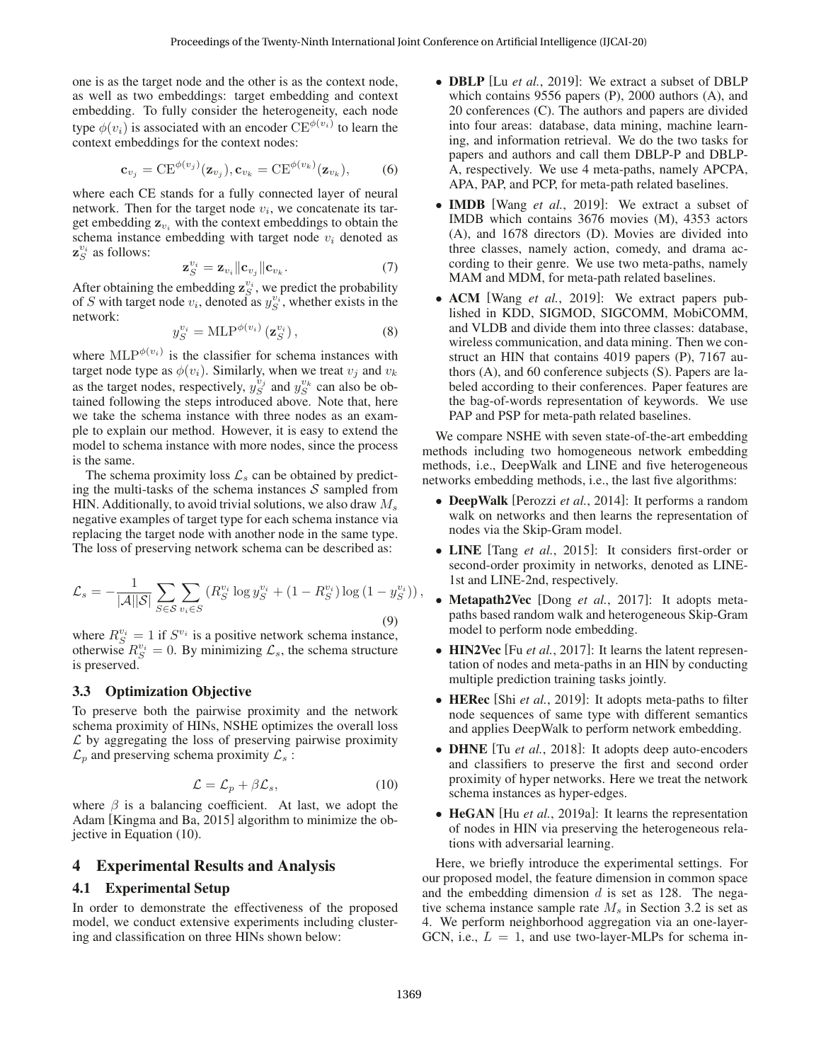one is as the target node and the other is as the context node, as well as two embeddings: target embedding and context embedding. To fully consider the heterogeneity, each node type $\phi(v_i)$ is associated with an encoder $\mathrm{CE}^{\phi(v_i)}$ to learn the context embeddings for the context nodes:

$$\mathbf{c}_{v_j} = \mathrm{CE}^{\phi(v_j)}(\mathbf{z}_{v_j}), \mathbf{c}_{v_k} = \mathrm{CE}^{\phi(v_k)}(\mathbf{z}_{v_k}), \tag{6}$$

where each CE stands for a fully connected layer of neural network. Then for the target node $v_i$, we concatenate its target embedding $\mathbf{z}_{v_i}$ with the context embeddings to obtain the schema instance embedding with target node $v_i$ denoted as $\mathbf{z}_S^{v_i}$ as follows:

$$\mathbf{z}_S^{v_i} = \mathbf{z}_{v_i} \| \mathbf{c}_{v_j} \| \mathbf{c}_{v_k}. \tag{7}$$

After obtaining the embedding $\mathbf{z}_S^{v_i}$, we predict the probability of $S$ with target node $v_i$, denoted as $y_S^{v_i}$, whether exists in the network:

$$y_S^{v_i} = \mathrm{MLP}^{\phi(v_i)}\left(\mathbf{z}_S^{v_i}\right), \tag{8}$$

where $\mathrm{MLP}^{\phi(v_i)}$ is the classifier for schema instances with target node type as $\phi(v_i)$. Similarly, when we treat $v_j$ and $v_k$ as the target nodes, respectively, $y_S^{v_j}$ and $y_S^{v_k}$ can also be obtained following the steps introduced above. Note that, here we take the schema instance with three nodes as an example to explain our method. However, it is easy to extend the model to schema instance with more nodes, since the process is the same.

The schema proximity loss $\mathcal{L}_s$ can be obtained by predicting the multi-tasks of the schema instances $\mathcal{S}$ sampled from HIN. Additionally, to avoid trivial solutions, we also draw $M_s$ negative examples of target type for each schema instance via replacing the target node with another node in the same type. The loss of preserving network schema can be described as:

$$\mathcal{L}_s = -\frac{1}{|\mathcal{A}||\mathcal{S}|} \sum_{S \in \mathcal{S}} \sum_{v_i \in S} \left(R_S^{v_i} \log y_S^{v_i} + (1 - R_S^{v_i}) \log\left(1 - y_S^{v_i}\right)\right), \tag{9}$$

where $R_S^{v_i} = 1$ if $S^{v_i}$ is a positive network schema instance, otherwise $R_S^{v_i} = 0$. By minimizing $\mathcal{L}_s$, the schema structure is preserved.

### 3.3 Optimization Objective

To preserve both the pairwise proximity and the network schema proximity of HINs, NSHE optimizes the overall loss $\mathcal{L}$ by aggregating the loss of preserving pairwise proximity $\mathcal{L}_p$ and preserving schema proximity $\mathcal{L}_s$ :

$$\mathcal{L} = \mathcal{L}_p + \beta \mathcal{L}_s, \tag{10}$$

where $\beta$ is a balancing coefficient. At last, we adopt the Adam [Kingma and Ba, 2015] algorithm to minimize the objective in Equation (10).

## 4 Experimental Results and Analysis

### 4.1 Experimental Setup

In order to demonstrate the effectiveness of the proposed model, we conduct extensive experiments including clustering and classification on three HINs shown below:

- **DBLP** [Lu *et al.*, 2019]: We extract a subset of DBLP which contains 9556 papers (P), 2000 authors (A), and 20 conferences (C). The authors and papers are divided into four areas: database, data mining, machine learning, and information retrieval. We do the two tasks for papers and authors and call them DBLP-P and DBLP-A, respectively. We use 4 meta-paths, namely APCPA, APA, PAP, and PCP, for meta-path related baselines.
- **IMDB** [Wang *et al.*, 2019]: We extract a subset of IMDB which contains 3676 movies (M), 4353 actors (A), and 1678 directors (D). Movies are divided into three classes, namely action, comedy, and drama according to their genre. We use two meta-paths, namely MAM and MDM, for meta-path related baselines.
- **ACM** [Wang *et al.*, 2019]: We extract papers published in KDD, SIGMOD, SIGCOMM, MobiCOMM, and VLDB and divide them into three classes: database, wireless communication, and data mining. Then we construct an HIN that contains 4019 papers (P), 7167 authors (A), and 60 conference subjects (S). Papers are labeled according to their conferences. Paper features are the bag-of-words representation of keywords. We use PAP and PSP for meta-path related baselines.

We compare NSHE with seven state-of-the-art embedding methods including two homogeneous network embedding methods, i.e., DeepWalk and LINE and five heterogeneous networks embedding methods, i.e., the last five algorithms:

- **DeepWalk** [Perozzi *et al.*, 2014]: It performs a random walk on networks and then learns the representation of nodes via the Skip-Gram model.
- **LINE** [Tang *et al.*, 2015]: It considers first-order or second-order proximity in networks, denoted as LINE-1st and LINE-2nd, respectively.
- **Metapath2Vec** [Dong *et al.*, 2017]: It adopts meta-paths based random walk and heterogeneous Skip-Gram model to perform node embedding.
- **HIN2Vec** [Fu *et al.*, 2017]: It learns the latent representation of nodes and meta-paths in an HIN by conducting multiple prediction training tasks jointly.
- **HERec** [Shi *et al.*, 2019]: It adopts meta-paths to filter node sequences of same type with different semantics and applies DeepWalk to perform network embedding.
- **DHNE** [Tu *et al.*, 2018]: It adopts deep auto-encoders and classifiers to preserve the first and second order proximity of hyper networks. Here we treat the network schema instances as hyper-edges.
- **HeGAN** [Hu *et al.*, 2019a]: It learns the representation of nodes in HIN via preserving the heterogeneous relations with adversarial learning.

Here, we briefly introduce the experimental settings. For our proposed model, the feature dimension in common space and the embedding dimension $d$ is set as 128. The negative schema instance sample rate $M_s$ in Section 3.2 is set as 4. We perform neighborhood aggregation via an one-layer-GCN, i.e., $L = 1$, and use two-layer-MLPs for schema in-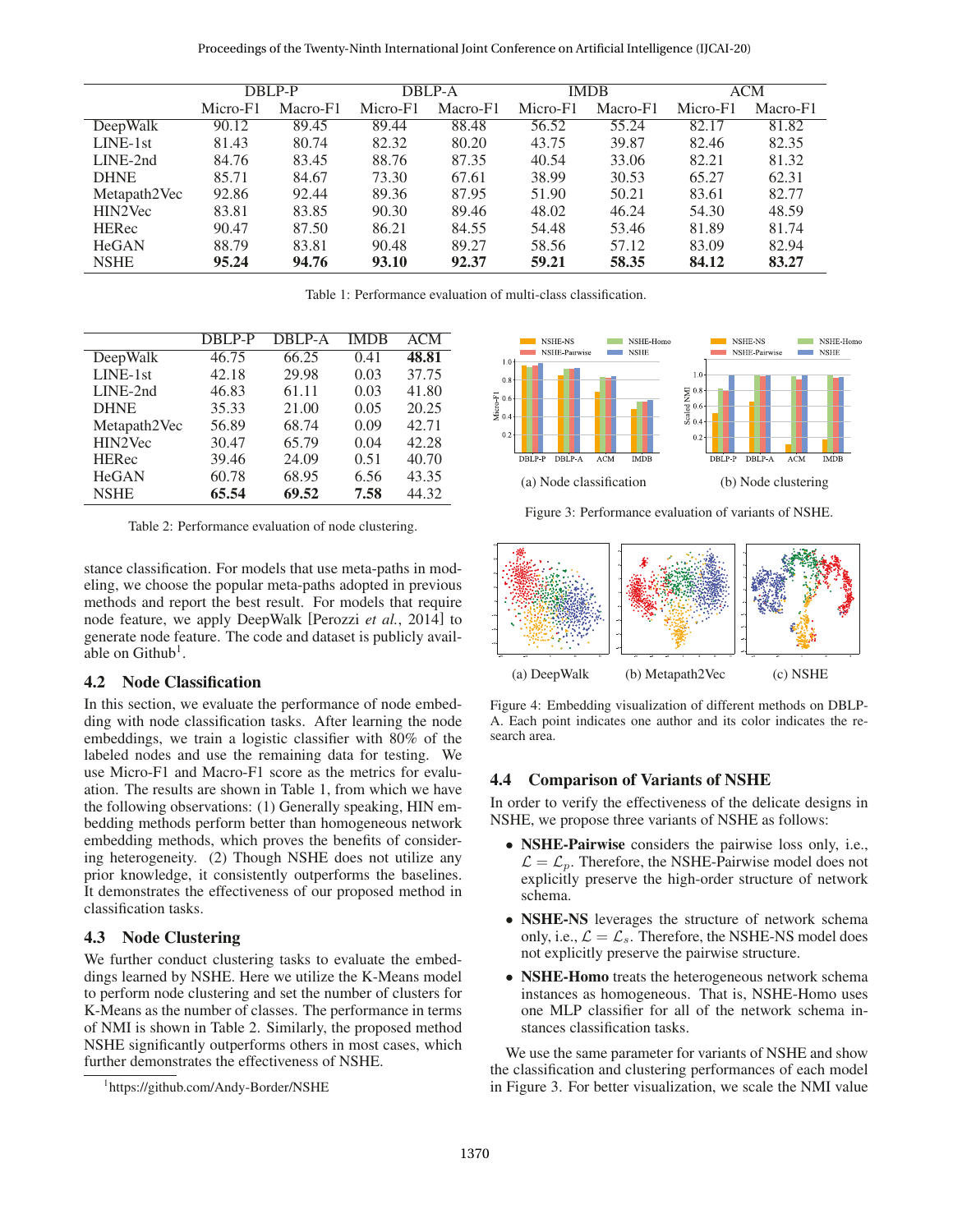|  | DBLP-P |  | DBLP-A |  | IMDB |  | ACM |  |
|---|---|---|---|---|---|---|---|---|
|  | Micro-F1 | Macro-F1 | Micro-F1 | Macro-F1 | Micro-F1 | Macro-F1 | Micro-F1 | Macro-F1 |
| DeepWalk | 90.12 | 89.45 | 89.44 | 88.48 | 56.52 | 55.24 | 82.17 | 81.82 |
| LINE-1st | 81.43 | 80.74 | 82.32 | 80.20 | 43.75 | 39.87 | 82.46 | 82.35 |
| LINE-2nd | 84.76 | 83.45 | 88.76 | 87.35 | 40.54 | 33.06 | 82.21 | 81.32 |
| DHNE | 85.71 | 84.67 | 73.30 | 67.61 | 38.99 | 30.53 | 65.27 | 62.31 |
| Metapath2Vec | 92.86 | 92.44 | 89.36 | 87.95 | 51.90 | 50.21 | 83.61 | 82.77 |
| HIN2Vec | 83.81 | 83.85 | 90.30 | 89.46 | 48.02 | 46.24 | 54.30 | 48.59 |
| HERec | 90.47 | 87.50 | 86.21 | 84.55 | 54.48 | 53.46 | 81.89 | 81.74 |
| HeGAN | 88.79 | 83.81 | 90.48 | 89.27 | 58.56 | 57.12 | 83.09 | 82.94 |
| NSHE | **95.24** | **94.76** | **93.10** | **92.37** | **59.21** | **58.35** | **84.12** | **83.27** |

Table 1: Performance evaluation of multi-class classification.

|  | DBLP-P | DBLP-A | IMDB | ACM |
|---|---|---|---|---|
| DeepWalk | 46.75 | 66.25 | 0.41 | **48.81** |
| LINE-1st | 42.18 | 29.98 | 0.03 | 37.75 |
| LINE-2nd | 46.83 | 61.11 | 0.03 | 41.80 |
| DHNE | 35.33 | 21.00 | 0.05 | 20.25 |
| Metapath2Vec | 56.89 | 68.74 | 0.09 | 42.71 |
| HIN2Vec | 30.47 | 65.79 | 0.04 | 42.28 |
| HERec | 39.46 | 24.09 | 0.51 | 40.70 |
| HeGAN | 60.78 | 68.95 | 6.56 | 43.35 |
| NSHE | **65.54** | **69.52** | **7.58** | 44.32 |

Table 2: Performance evaluation of node clustering.

stance classification. For models that use meta-paths in modeling, we choose the popular meta-paths adopted in previous methods and report the best result. For models that require node feature, we apply DeepWalk [Perozzi *et al.*, 2014] to generate node feature. The code and dataset is publicly available on Github[1].

## 4.2 Node Classification

In this section, we evaluate the performance of node embedding with node classification tasks. After learning the node embeddings, we train a logistic classifier with 80% of the labeled nodes and use the remaining data for testing. We use Micro-F1 and Macro-F1 score as the metrics for evaluation. The results are shown in Table 1, from which we have the following observations: (1) Generally speaking, HIN embedding methods perform better than homogeneous network embedding methods, which proves the benefits of considering heterogeneity. (2) Though NSHE does not utilize any prior knowledge, it consistently outperforms the baselines. It demonstrates the effectiveness of our proposed method in classification tasks.

## 4.3 Node Clustering

We further conduct clustering tasks to evaluate the embeddings learned by NSHE. Here we utilize the K-Means model to perform node clustering and set the number of clusters for K-Means as the number of classes. The performance in terms of NMI is shown in Table 2. Similarly, the proposed method NSHE significantly outperforms others in most cases, which further demonstrates the effectiveness of NSHE.

[1]https://github.com/Andy-Border/NSHE

(a) Node classification (b) Node clustering

Figure 3: Performance evaluation of variants of NSHE.

(a) DeepWalk (b) Metapath2Vec (c) NSHE

Figure 4: Embedding visualization of different methods on DBLP-A. Each point indicates one author and its color indicates the research area.

## 4.4 Comparison of Variants of NSHE

In order to verify the effectiveness of the delicate designs in NSHE, we propose three variants of NSHE as follows:

- **NSHE-Pairwise** considers the pairwise loss only, i.e., $\mathcal{L} = \mathcal{L}_p$. Therefore, the NSHE-Pairwise model does not explicitly preserve the high-order structure of network schema.
- **NSHE-NS** leverages the structure of network schema only, i.e., $\mathcal{L} = \mathcal{L}_s$. Therefore, the NSHE-NS model does not explicitly preserve the pairwise structure.
- **NSHE-Homo** treats the heterogeneous network schema instances as homogeneous. That is, NSHE-Homo uses one MLP classifier for all of the network schema instances classification tasks.

We use the same parameter for variants of NSHE and show the classification and clustering performances of each model in Figure 3. For better visualization, we scale the NMI value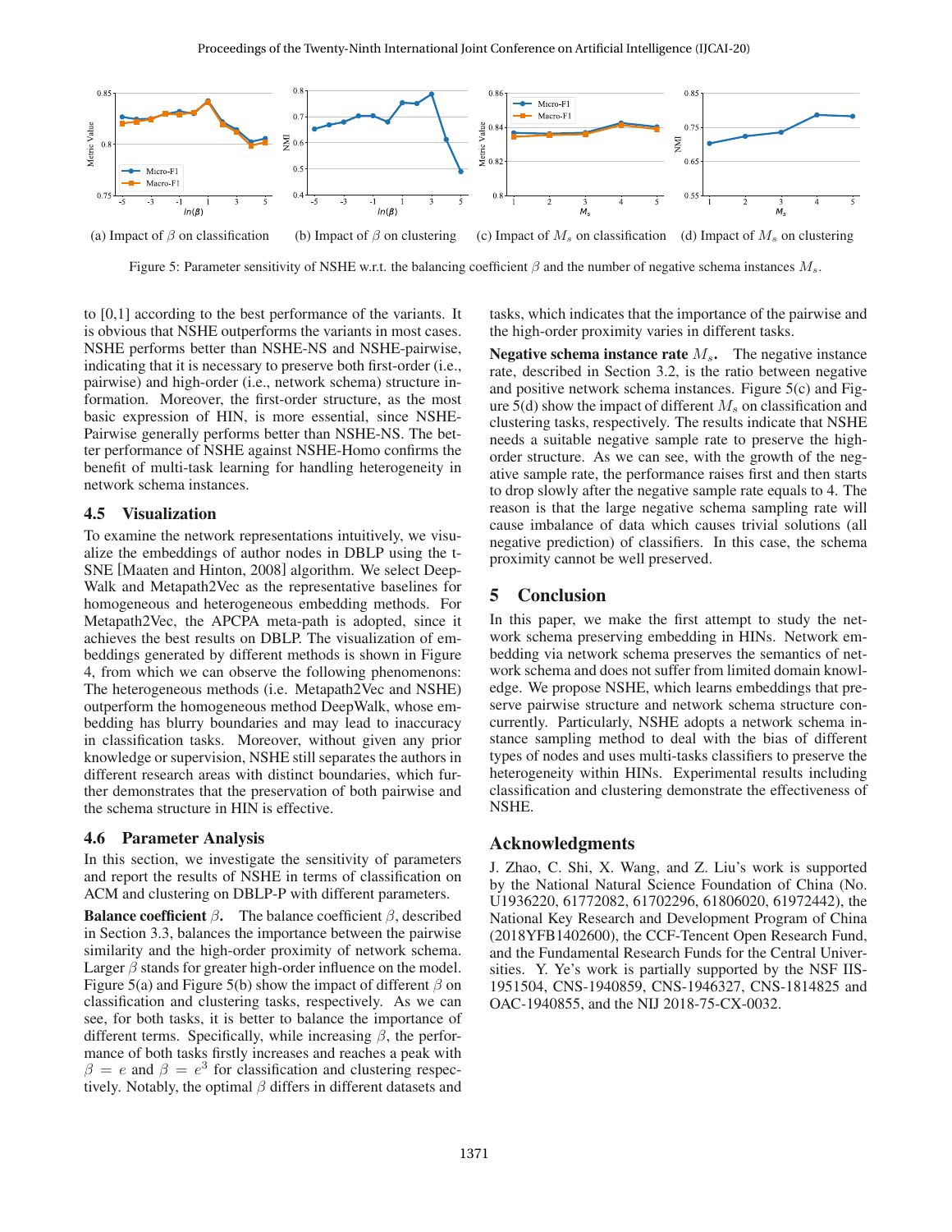(a) Impact of $\beta$ on classification (b) Impact of $\beta$ on clustering (c) Impact of $M_s$ on classification (d) Impact of $M_s$ on clustering

Figure 5: Parameter sensitivity of NSHE w.r.t. the balancing coefficient $\beta$ and the number of negative schema instances $M_s$.

to [0,1] according to the best performance of the variants. It is obvious that NSHE outperforms the variants in most cases. NSHE performs better than NSHE-NS and NSHE-pairwise, indicating that it is necessary to preserve both first-order (i.e., pairwise) and high-order (i.e., network schema) structure information. Moreover, the first-order structure, as the most basic expression of HIN, is more essential, since NSHE-Pairwise generally performs better than NSHE-NS. The better performance of NSHE against NSHE-Homo confirms the benefit of multi-task learning for handling heterogeneity in network schema instances.

### 4.5 Visualization

To examine the network representations intuitively, we visualize the embeddings of author nodes in DBLP using the t-SNE [Maaten and Hinton, 2008] algorithm. We select DeepWalk and Metapath2Vec as the representative baselines for homogeneous and heterogeneous embedding methods. For Metapath2Vec, the APCPA meta-path is adopted, since it achieves the best results on DBLP. The visualization of embeddings generated by different methods is shown in Figure 4, from which we can observe the following phenomenons: The heterogeneous methods (i.e. Metapath2Vec and NSHE) outperform the homogeneous method DeepWalk, whose embedding has blurry boundaries and may lead to inaccuracy in classification tasks. Moreover, without given any prior knowledge or supervision, NSHE still separates the authors in different research areas with distinct boundaries, which further demonstrates that the preservation of both pairwise and the schema structure in HIN is effective.

### 4.6 Parameter Analysis

In this section, we investigate the sensitivity of parameters and report the results of NSHE in terms of classification on ACM and clustering on DBLP-P with different parameters.

**Balance coefficient $\beta$.** The balance coefficient $\beta$, described in Section 3.3, balances the importance between the pairwise similarity and the high-order proximity of network schema. Larger $\beta$ stands for greater high-order influence on the model. Figure 5(a) and Figure 5(b) show the impact of different $\beta$ on classification and clustering tasks, respectively. As we can see, for both tasks, it is better to balance the importance of different terms. Specifically, while increasing $\beta$, the performance of both tasks firstly increases and reaches a peak with $\beta = e$ and $\beta = e^3$ for classification and clustering respectively. Notably, the optimal $\beta$ differs in different datasets and tasks, which indicates that the importance of the pairwise and the high-order proximity varies in different tasks.

**Negative schema instance rate $M_s$.** The negative instance rate, described in Section 3.2, is the ratio between negative and positive network schema instances. Figure 5(c) and Figure 5(d) show the impact of different $M_s$ on classification and clustering tasks, respectively. The results indicate that NSHE needs a suitable negative sample rate to preserve the high-order structure. As we can see, with the growth of the negative sample rate, the performance raises first and then starts to drop slowly after the negative sample rate equals to 4. The reason is that the large negative schema sampling rate will cause imbalance of data which causes trivial solutions (all negative prediction) of classifiers. In this case, the schema proximity cannot be well preserved.

## 5 Conclusion

In this paper, we make the first attempt to study the network schema preserving embedding in HINs. Network embedding via network schema preserves the semantics of network schema and does not suffer from limited domain knowledge. We propose NSHE, which learns embeddings that preserve pairwise structure and network schema structure concurrently. Particularly, NSHE adopts a network schema instance sampling method to deal with the bias of different types of nodes and uses multi-tasks classifiers to preserve the heterogeneity within HINs. Experimental results including classification and clustering demonstrate the effectiveness of NSHE.

## Acknowledgments

J. Zhao, C. Shi, X. Wang, and Z. Liu's work is supported by the National Natural Science Foundation of China (No. U1936220, 61772082, 61702296, 61806020, 61972442), the National Key Research and Development Program of China (2018YFB1402600), the CCF-Tencent Open Research Fund, and the Fundamental Research Funds for the Central Universities. Y. Ye's work is partially supported by the NSF IIS-1951504, CNS-1940859, CNS-1946327, CNS-1814825 and OAC-1940855, and the NIJ 2018-75-CX-0032.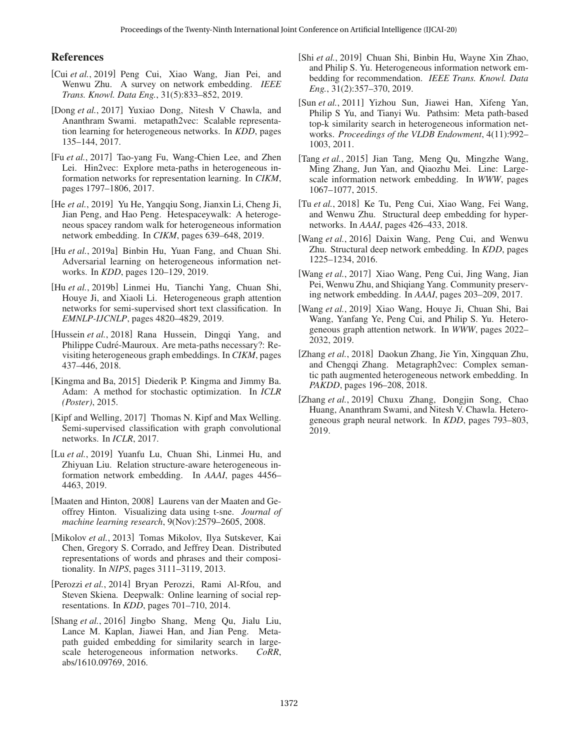## References

[Cui *et al.*, 2019] Peng Cui, Xiao Wang, Jian Pei, and Wenwu Zhu. A survey on network embedding. *IEEE Trans. Knowl. Data Eng.*, 31(5):833–852, 2019.

[Dong *et al.*, 2017] Yuxiao Dong, Nitesh V Chawla, and Ananthram Swami. metapath2vec: Scalable representation learning for heterogeneous networks. In *KDD*, pages 135–144, 2017.

[Fu *et al.*, 2017] Tao-yang Fu, Wang-Chien Lee, and Zhen Lei. Hin2vec: Explore meta-paths in heterogeneous information networks for representation learning. In *CIKM*, pages 1797–1806, 2017.

[He *et al.*, 2019] Yu He, Yangqiu Song, Jianxin Li, Cheng Ji, Jian Peng, and Hao Peng. Hetespaceywalk: A heterogeneous spacey random walk for heterogeneous information network embedding. In *CIKM*, pages 639–648, 2019.

[Hu *et al.*, 2019a] Binbin Hu, Yuan Fang, and Chuan Shi. Adversarial learning on heterogeneous information networks. In *KDD*, pages 120–129, 2019.

[Hu *et al.*, 2019b] Linmei Hu, Tianchi Yang, Chuan Shi, Houye Ji, and Xiaoli Li. Heterogeneous graph attention networks for semi-supervised short text classification. In *EMNLP-IJCNLP*, pages 4820–4829, 2019.

[Hussein *et al.*, 2018] Rana Hussein, Dingqi Yang, and Philippe Cudré-Mauroux. Are meta-paths necessary?: Revisiting heterogeneous graph embeddings. In *CIKM*, pages 437–446, 2018.

[Kingma and Ba, 2015] Diederik P. Kingma and Jimmy Ba. Adam: A method for stochastic optimization. In *ICLR (Poster)*, 2015.

[Kipf and Welling, 2017] Thomas N. Kipf and Max Welling. Semi-supervised classification with graph convolutional networks. In *ICLR*, 2017.

[Lu *et al.*, 2019] Yuanfu Lu, Chuan Shi, Linmei Hu, and Zhiyuan Liu. Relation structure-aware heterogeneous information network embedding. In *AAAI*, pages 4456–4463, 2019.

[Maaten and Hinton, 2008] Laurens van der Maaten and Geoffrey Hinton. Visualizing data using t-sne. *Journal of machine learning research*, 9(Nov):2579–2605, 2008.

[Mikolov *et al.*, 2013] Tomas Mikolov, Ilya Sutskever, Kai Chen, Gregory S. Corrado, and Jeffrey Dean. Distributed representations of words and phrases and their compositionality. In *NIPS*, pages 3111–3119, 2013.

[Perozzi *et al.*, 2014] Bryan Perozzi, Rami Al-Rfou, and Steven Skiena. Deepwalk: Online learning of social representations. In *KDD*, pages 701–710, 2014.

[Shang *et al.*, 2016] Jingbo Shang, Meng Qu, Jialu Liu, Lance M. Kaplan, Jiawei Han, and Jian Peng. Meta-path guided embedding for similarity search in large-scale heterogeneous information networks. *CoRR*, abs/1610.09769, 2016.

[Shi *et al.*, 2019] Chuan Shi, Binbin Hu, Wayne Xin Zhao, and Philip S. Yu. Heterogeneous information network embedding for recommendation. *IEEE Trans. Knowl. Data Eng.*, 31(2):357–370, 2019.

[Sun *et al.*, 2011] Yizhou Sun, Jiawei Han, Xifeng Yan, Philip S Yu, and Tianyi Wu. Pathsim: Meta path-based top-k similarity search in heterogeneous information networks. *Proceedings of the VLDB Endowment*, 4(11):992–1003, 2011.

[Tang *et al.*, 2015] Jian Tang, Meng Qu, Mingzhe Wang, Ming Zhang, Jun Yan, and Qiaozhu Mei. Line: Large-scale information network embedding. In *WWW*, pages 1067–1077, 2015.

[Tu *et al.*, 2018] Ke Tu, Peng Cui, Xiao Wang, Fei Wang, and Wenwu Zhu. Structural deep embedding for hyper-networks. In *AAAI*, pages 426–433, 2018.

[Wang *et al.*, 2016] Daixin Wang, Peng Cui, and Wenwu Zhu. Structural deep network embedding. In *KDD*, pages 1225–1234, 2016.

[Wang *et al.*, 2017] Xiao Wang, Peng Cui, Jing Wang, Jian Pei, Wenwu Zhu, and Shiqiang Yang. Community preserving network embedding. In *AAAI*, pages 203–209, 2017.

[Wang *et al.*, 2019] Xiao Wang, Houye Ji, Chuan Shi, Bai Wang, Yanfang Ye, Peng Cui, and Philip S. Yu. Heterogeneous graph attention network. In *WWW*, pages 2022–2032, 2019.

[Zhang *et al.*, 2018] Daokun Zhang, Jie Yin, Xingquan Zhu, and Chengqi Zhang. Metagraph2vec: Complex semantic path augmented heterogeneous network embedding. In *PAKDD*, pages 196–208, 2018.

[Zhang *et al.*, 2019] Chuxu Zhang, Dongjin Song, Chao Huang, Ananthram Swami, and Nitesh V. Chawla. Heterogeneous graph neural network. In *KDD*, pages 793–803, 2019.